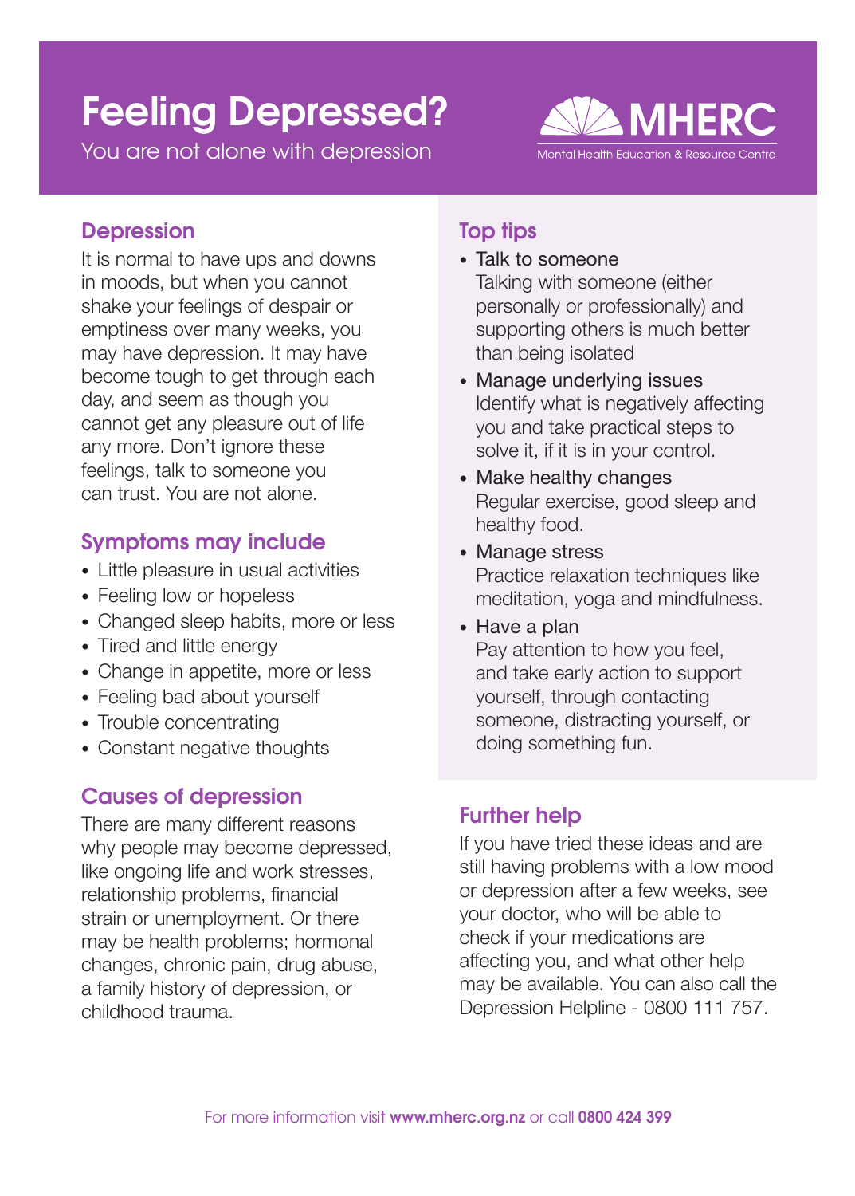# Feeling Depressed?

You are not alone with depression

MHERC
Mental Health Education & Resource Centre

## Depression

It is normal to have ups and downs in moods, but when you cannot shake your feelings of despair or emptiness over many weeks, you may have depression. It may have become tough to get through each day, and seem as though you cannot get any pleasure out of life any more. Don't ignore these feelings, talk to someone you can trust. You are not alone.

## Symptoms may include

- Little pleasure in usual activities
- Feeling low or hopeless
- Changed sleep habits, more or less
- Tired and little energy
- Change in appetite, more or less
- Feeling bad about yourself
- Trouble concentrating
- Constant negative thoughts

## Causes of depression

There are many different reasons why people may become depressed, like ongoing life and work stresses, relationship problems, financial strain or unemployment. Or there may be health problems; hormonal changes, chronic pain, drug abuse, a family history of depression, or childhood trauma.

## Top tips

- Talk to someone
  Talking with someone (either personally or professionally) and supporting others is much better than being isolated
- Manage underlying issues
  Identify what is negatively affecting you and take practical steps to solve it, if it is in your control.
- Make healthy changes
  Regular exercise, good sleep and healthy food.
- Manage stress
  Practice relaxation techniques like meditation, yoga and mindfulness.
- Have a plan
  Pay attention to how you feel, and take early action to support yourself, through contacting someone, distracting yourself, or doing something fun.

## Further help

If you have tried these ideas and are still having problems with a low mood or depression after a few weeks, see your doctor, who will be able to check if your medications are affecting you, and what other help may be available. You can also call the Depression Helpline - 0800 111 757.

For more information visit **www.mherc.org.nz** or call **0800 424 399**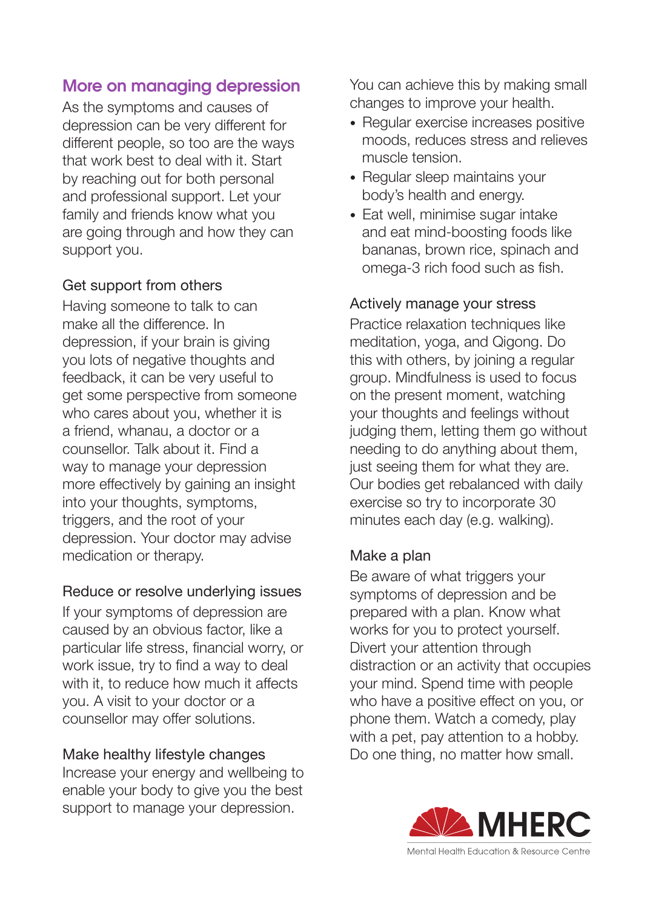## More on managing depression

As the symptoms and causes of depression can be very different for different people, so too are the ways that work best to deal with it. Start by reaching out for both personal and professional support. Let your family and friends know what you are going through and how they can support you.

### Get support from others

Having someone to talk to can make all the difference. In depression, if your brain is giving you lots of negative thoughts and feedback, it can be very useful to get some perspective from someone who cares about you, whether it is a friend, whanau, a doctor or a counsellor. Talk about it. Find a way to manage your depression more effectively by gaining an insight into your thoughts, symptoms, triggers, and the root of your depression. Your doctor may advise medication or therapy.

### Reduce or resolve underlying issues

If your symptoms of depression are caused by an obvious factor, like a particular life stress, financial worry, or work issue, try to find a way to deal with it, to reduce how much it affects you. A visit to your doctor or a counsellor may offer solutions.

### Make healthy lifestyle changes

Increase your energy and wellbeing to enable your body to give you the best support to manage your depression. You can achieve this by making small changes to improve your health.

- Regular exercise increases positive moods, reduces stress and relieves muscle tension.
- Regular sleep maintains your body's health and energy.
- Eat well, minimise sugar intake and eat mind-boosting foods like bananas, brown rice, spinach and omega-3 rich food such as fish.

### Actively manage your stress

Practice relaxation techniques like meditation, yoga, and Qigong. Do this with others, by joining a regular group. Mindfulness is used to focus on the present moment, watching your thoughts and feelings without judging them, letting them go without needing to do anything about them, just seeing them for what they are. Our bodies get rebalanced with daily exercise so try to incorporate 30 minutes each day (e.g. walking).

### Make a plan

Be aware of what triggers your symptoms of depression and be prepared with a plan. Know what works for you to protect yourself. Divert your attention through distraction or an activity that occupies your mind. Spend time with people who have a positive effect on you, or phone them. Watch a comedy, play with a pet, pay attention to a hobby. Do one thing, no matter how small.

MHERC

Mental Health Education & Resource Centre